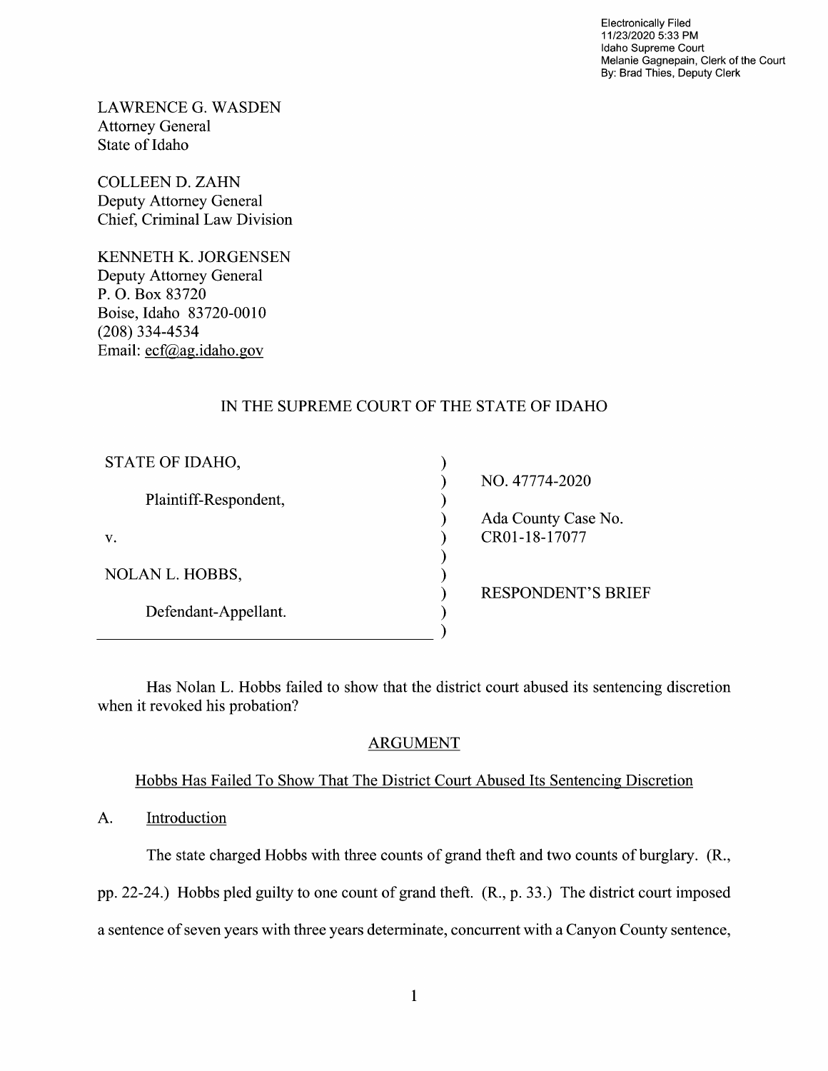Electronically Filed
11/23/2020 5:33 PM
Idaho Supreme Court
Melanie Gagnepain, Clerk of the Court
By: Brad Thies, Deputy Clerk

LAWRENCE G. WASDEN
Attorney General
State of Idaho

COLLEEN D. ZAHN
Deputy Attorney General
Chief, Criminal Law Division

KENNETH K. JORGENSEN
Deputy Attorney General
P. O. Box 83720
Boise, Idaho 83720-0010
(208) 334-4534
Email: ecf@ag.idaho.gov

IN THE SUPREME COURT OF THE STATE OF IDAHO

| | | |
|---|---|---|
| STATE OF IDAHO, | ) | NO. 47774-2020 |
| Plaintiff-Respondent, | ) | Ada County Case No. |
| v. | ) | CR01-18-17077 |
| NOLAN L. HOBBS, | ) | RESPONDENT'S BRIEF |
| Defendant-Appellant. | ) | |

Has Nolan L. Hobbs failed to show that the district court abused its sentencing discretion when it revoked his probation?

## ARGUMENT

### Hobbs Has Failed To Show That The District Court Abused Its Sentencing Discretion

A. Introduction

The state charged Hobbs with three counts of grand theft and two counts of burglary. (R., pp. 22-24.) Hobbs pled guilty to one count of grand theft. (R., p. 33.) The district court imposed a sentence of seven years with three years determinate, concurrent with a Canyon County sentence,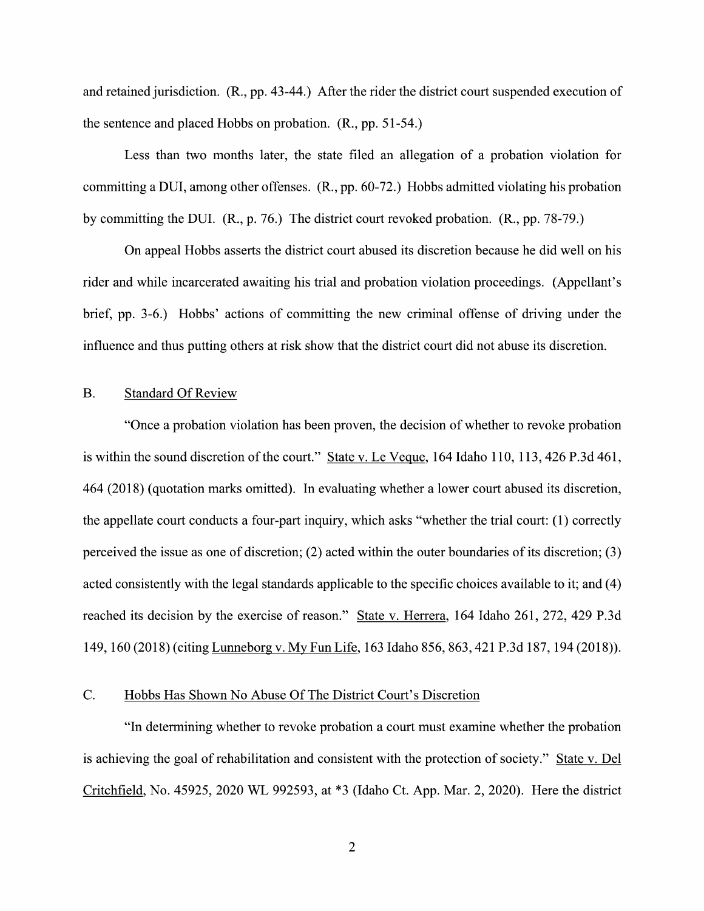and retained jurisdiction. (R., pp. 43-44.) After the rider the district court suspended execution of the sentence and placed Hobbs on probation. (R., pp. 51-54.)

Less than two months later, the state filed an allegation of a probation violation for committing a DUI, among other offenses. (R., pp. 60-72.) Hobbs admitted violating his probation by committing the DUI. (R., p. 76.) The district court revoked probation. (R., pp. 78-79.)

On appeal Hobbs asserts the district court abused its discretion because he did well on his rider and while incarcerated awaiting his trial and probation violation proceedings. (Appellant's brief, pp. 3-6.) Hobbs' actions of committing the new criminal offense of driving under the influence and thus putting others at risk show that the district court did not abuse its discretion.

### B. Standard Of Review

"Once a probation violation has been proven, the decision of whether to revoke probation is within the sound discretion of the court." State v. Le Veque, 164 Idaho 110, 113, 426 P.3d 461, 464 (2018) (quotation marks omitted). In evaluating whether a lower court abused its discretion, the appellate court conducts a four-part inquiry, which asks "whether the trial court: (1) correctly perceived the issue as one of discretion; (2) acted within the outer boundaries of its discretion; (3) acted consistently with the legal standards applicable to the specific choices available to it; and (4) reached its decision by the exercise of reason." State v. Herrera, 164 Idaho 261, 272, 429 P.3d 149, 160 (2018) (citing Lunneborg v. My Fun Life, 163 Idaho 856, 863, 421 P.3d 187, 194 (2018)).

### C. Hobbs Has Shown No Abuse Of The District Court's Discretion

"In determining whether to revoke probation a court must examine whether the probation is achieving the goal of rehabilitation and consistent with the protection of society." State v. Del Critchfield, No. 45925, 2020 WL 992593, at *3 (Idaho Ct. App. Mar. 2, 2020). Here the district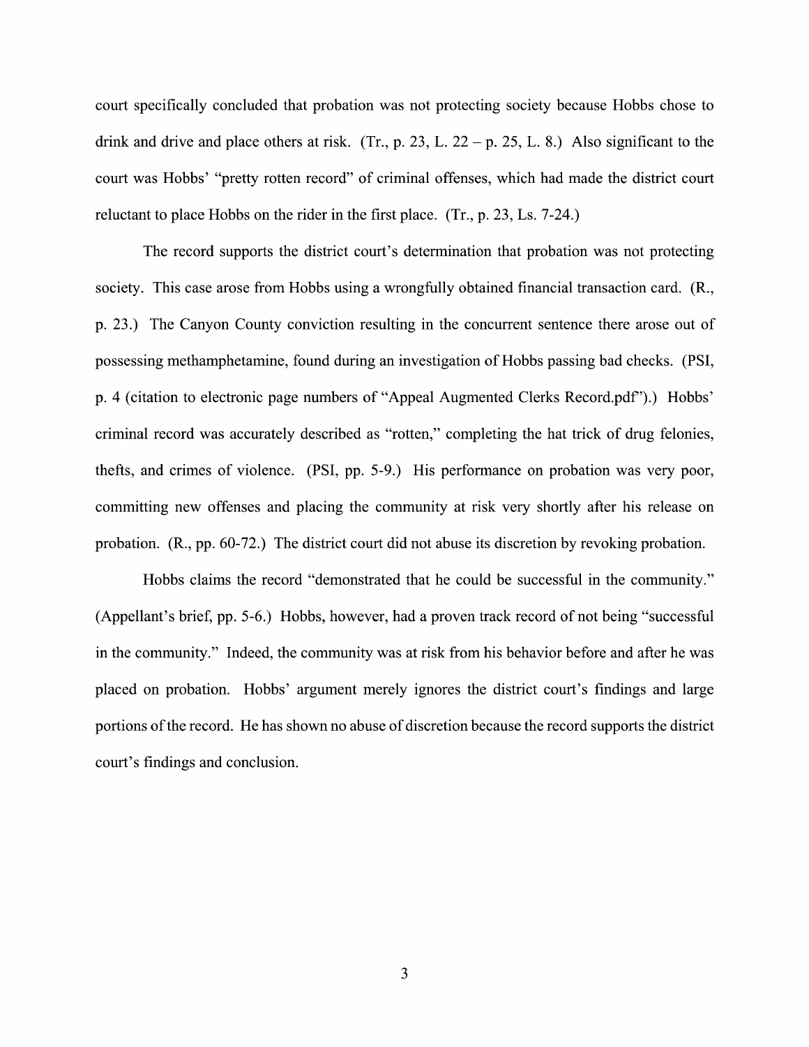court specifically concluded that probation was not protecting society because Hobbs chose to drink and drive and place others at risk. (Tr., p. 23, L. 22 – p. 25, L. 8.) Also significant to the court was Hobbs' "pretty rotten record" of criminal offenses, which had made the district court reluctant to place Hobbs on the rider in the first place. (Tr., p. 23, Ls. 7-24.)

The record supports the district court's determination that probation was not protecting society. This case arose from Hobbs using a wrongfully obtained financial transaction card. (R., p. 23.) The Canyon County conviction resulting in the concurrent sentence there arose out of possessing methamphetamine, found during an investigation of Hobbs passing bad checks. (PSI, p. 4 (citation to electronic page numbers of "Appeal Augmented Clerks Record.pdf").) Hobbs' criminal record was accurately described as "rotten," completing the hat trick of drug felonies, thefts, and crimes of violence. (PSI, pp. 5-9.) His performance on probation was very poor, committing new offenses and placing the community at risk very shortly after his release on probation. (R., pp. 60-72.) The district court did not abuse its discretion by revoking probation.

Hobbs claims the record "demonstrated that he could be successful in the community." (Appellant's brief, pp. 5-6.) Hobbs, however, had a proven track record of not being "successful in the community." Indeed, the community was at risk from his behavior before and after he was placed on probation. Hobbs' argument merely ignores the district court's findings and large portions of the record. He has shown no abuse of discretion because the record supports the district court's findings and conclusion.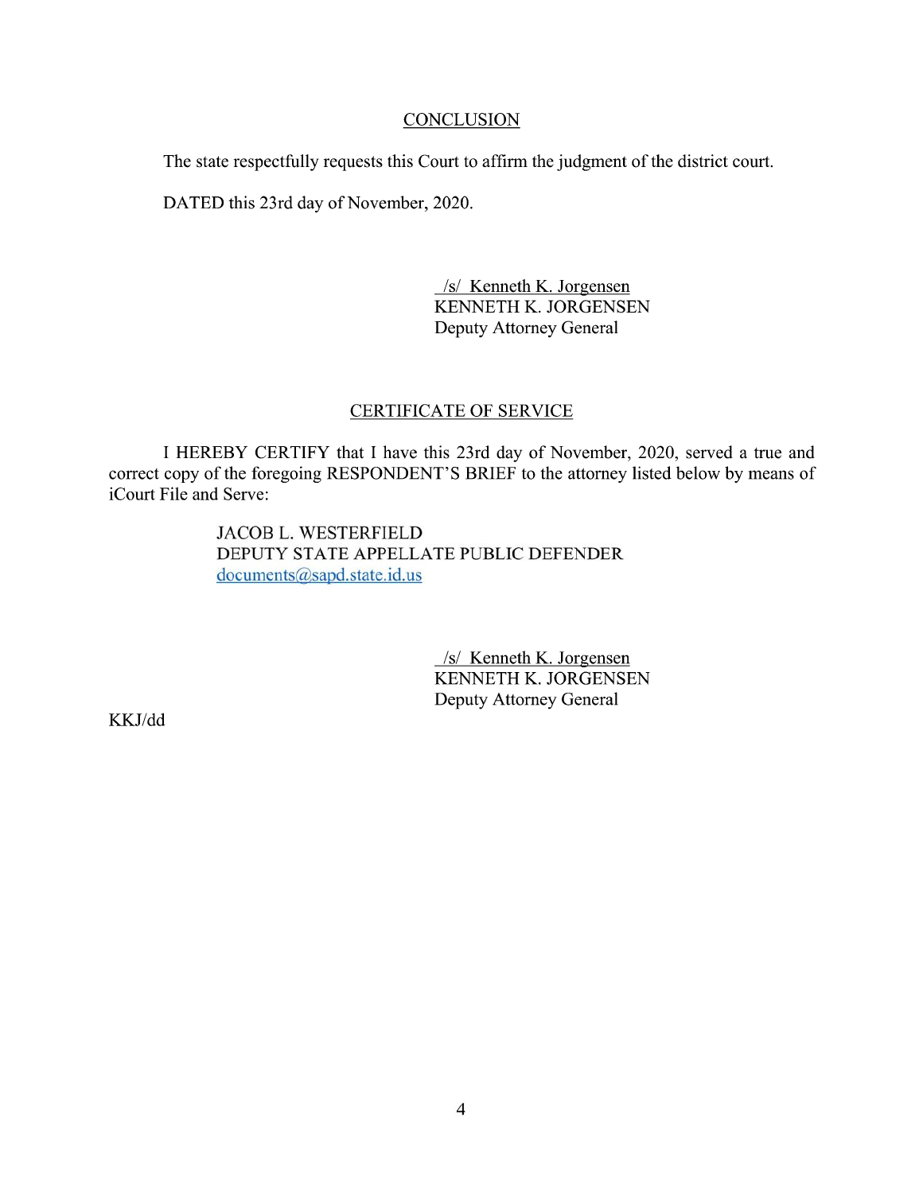## CONCLUSION

The state respectfully requests this Court to affirm the judgment of the district court.

DATED this 23rd day of November, 2020.

/s/ Kenneth K. Jorgensen
KENNETH K. JORGENSEN
Deputy Attorney General

## CERTIFICATE OF SERVICE

I HEREBY CERTIFY that I have this 23rd day of November, 2020, served a true and correct copy of the foregoing RESPONDENT'S BRIEF to the attorney listed below by means of iCourt File and Serve:

JACOB L. WESTERFIELD
DEPUTY STATE APPELLATE PUBLIC DEFENDER
documents@sapd.state.id.us

/s/ Kenneth K. Jorgensen
KENNETH K. JORGENSEN
Deputy Attorney General

KKJ/dd